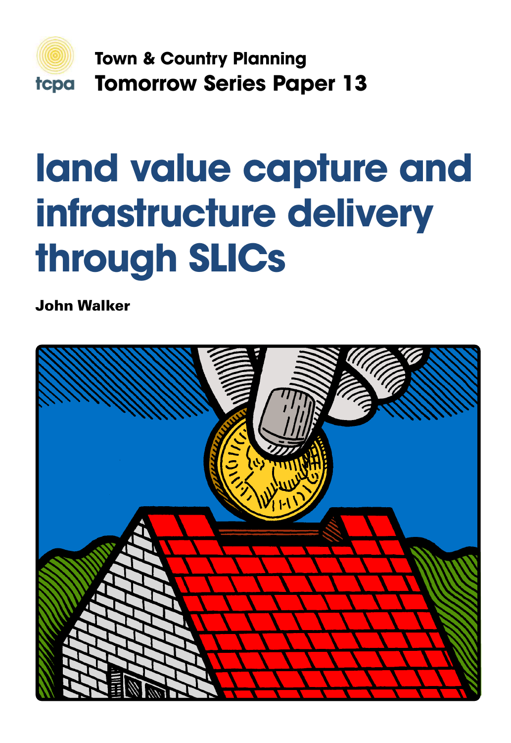tcpa

**Town & Country Planning**
**Tomorrow Series Paper 13**

# land value capture and infrastructure delivery through SLICs

**John Walker**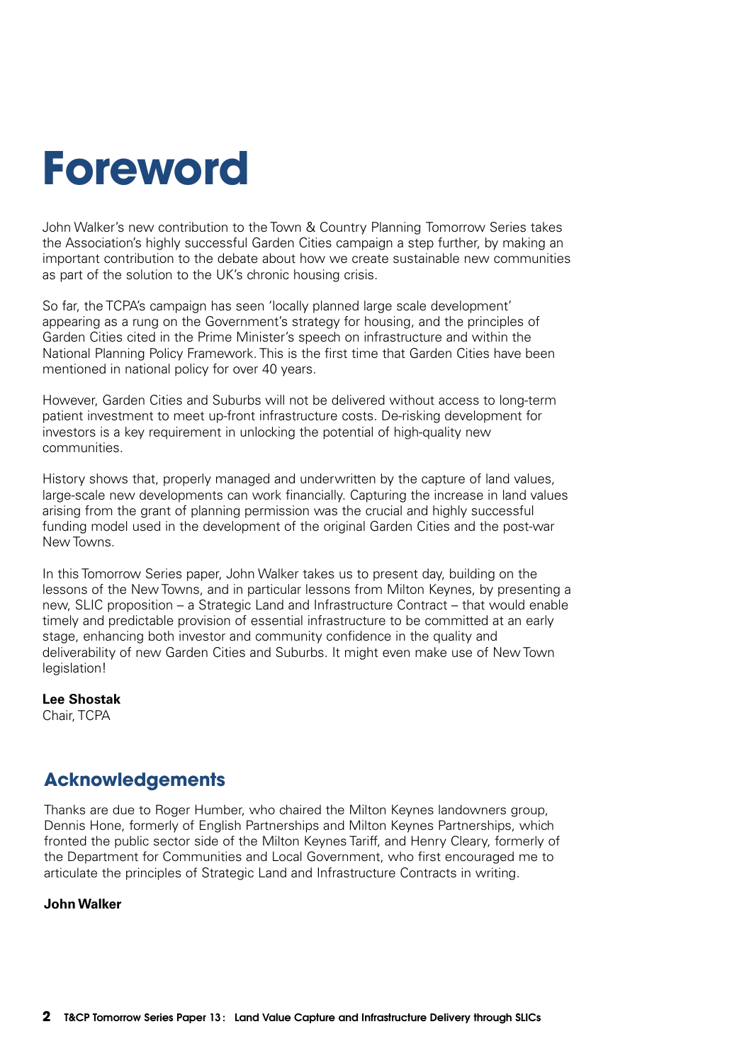# Foreword

John Walker's new contribution to the Town & Country Planning Tomorrow Series takes the Association's highly successful Garden Cities campaign a step further, by making an important contribution to the debate about how we create sustainable new communities as part of the solution to the UK's chronic housing crisis.

So far, the TCPA's campaign has seen 'locally planned large scale development' appearing as a rung on the Government's strategy for housing, and the principles of Garden Cities cited in the Prime Minister's speech on infrastructure and within the National Planning Policy Framework. This is the first time that Garden Cities have been mentioned in national policy for over 40 years.

However, Garden Cities and Suburbs will not be delivered without access to long-term patient investment to meet up-front infrastructure costs. De-risking development for investors is a key requirement in unlocking the potential of high-quality new communities.

History shows that, properly managed and underwritten by the capture of land values, large-scale new developments can work financially. Capturing the increase in land values arising from the grant of planning permission was the crucial and highly successful funding model used in the development of the original Garden Cities and the post-war New Towns.

In this Tomorrow Series paper, John Walker takes us to present day, building on the lessons of the New Towns, and in particular lessons from Milton Keynes, by presenting a new, SLIC proposition – a Strategic Land and Infrastructure Contract – that would enable timely and predictable provision of essential infrastructure to be committed at an early stage, enhancing both investor and community confidence in the quality and deliverability of new Garden Cities and Suburbs. It might even make use of New Town legislation!

**Lee Shostak**
Chair, TCPA

## Acknowledgements

Thanks are due to Roger Humber, who chaired the Milton Keynes landowners group, Dennis Hone, formerly of English Partnerships and Milton Keynes Partnerships, which fronted the public sector side of the Milton Keynes Tariff, and Henry Cleary, formerly of the Department for Communities and Local Government, who first encouraged me to articulate the principles of Strategic Land and Infrastructure Contracts in writing.

**John Walker**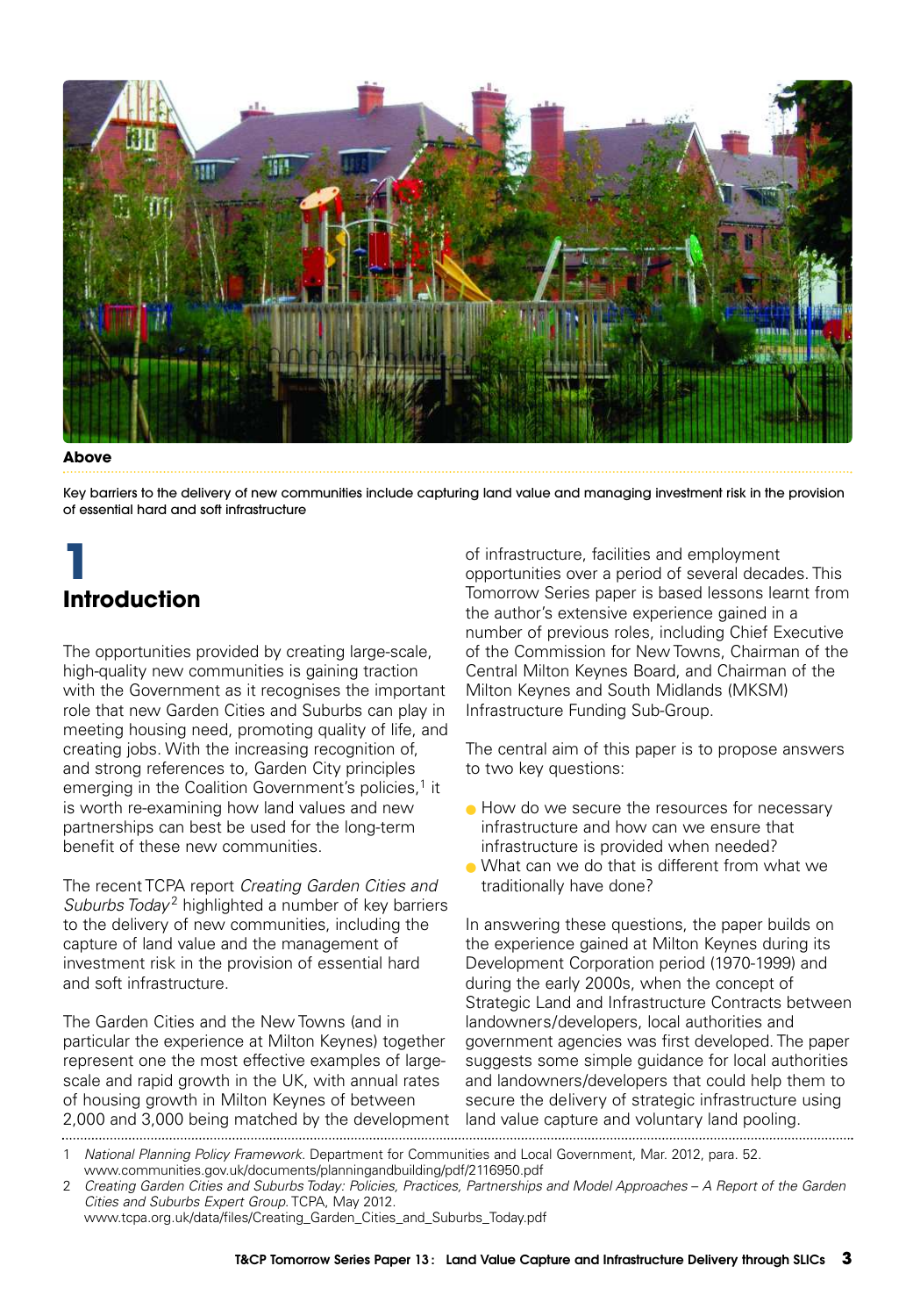**Above**

Key barriers to the delivery of new communities include capturing land value and managing investment risk in the provision of essential hard and soft infrastructure

# 1 Introduction

The opportunities provided by creating large-scale, high-quality new communities is gaining traction with the Government as it recognises the important role that new Garden Cities and Suburbs can play in meeting housing need, promoting quality of life, and creating jobs. With the increasing recognition of, and strong references to, Garden City principles emerging in the Coalition Government's policies,[1] it is worth re-examining how land values and new partnerships can best be used for the long-term benefit of these new communities.

The recent TCPA report *Creating Garden Cities and Suburbs Today*[2] highlighted a number of key barriers to the delivery of new communities, including the capture of land value and the management of investment risk in the provision of essential hard and soft infrastructure.

The Garden Cities and the New Towns (and in particular the experience at Milton Keynes) together represent one the most effective examples of large-scale and rapid growth in the UK, with annual rates of housing growth in Milton Keynes of between 2,000 and 3,000 being matched by the development of infrastructure, facilities and employment opportunities over a period of several decades. This Tomorrow Series paper is based lessons learnt from the author's extensive experience gained in a number of previous roles, including Chief Executive of the Commission for New Towns, Chairman of the Central Milton Keynes Board, and Chairman of the Milton Keynes and South Midlands (MKSM) Infrastructure Funding Sub-Group.

The central aim of this paper is to propose answers to two key questions:

- How do we secure the resources for necessary infrastructure and how can we ensure that infrastructure is provided when needed?
- What can we do that is different from what we traditionally have done?

In answering these questions, the paper builds on the experience gained at Milton Keynes during its Development Corporation period (1970-1999) and during the early 2000s, when the concept of Strategic Land and Infrastructure Contracts between landowners/developers, local authorities and government agencies was first developed. The paper suggests some simple guidance for local authorities and landowners/developers that could help them to secure the delivery of strategic infrastructure using land value capture and voluntary land pooling.

---

1 *National Planning Policy Framework*. Department for Communities and Local Government, Mar. 2012, para. 52. www.communities.gov.uk/documents/planningandbuilding/pdf/2116950.pdf

2 *Creating Garden Cities and Suburbs Today: Policies, Practices, Partnerships and Model Approaches – A Report of the Garden Cities and Suburbs Expert Group*. TCPA, May 2012. www.tcpa.org.uk/data/files/Creating_Garden_Cities_and_Suburbs_Today.pdf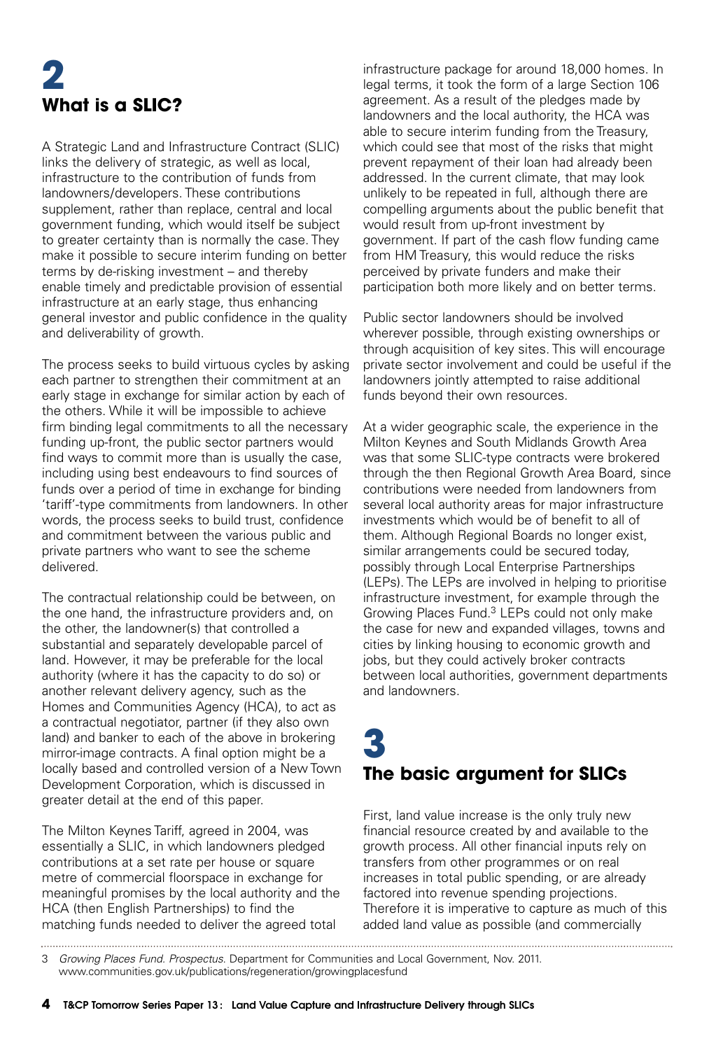# 2 What is a SLIC?

A Strategic Land and Infrastructure Contract (SLIC) links the delivery of strategic, as well as local, infrastructure to the contribution of funds from landowners/developers. These contributions supplement, rather than replace, central and local government funding, which would itself be subject to greater certainty than is normally the case. They make it possible to secure interim funding on better terms by de-risking investment – and thereby enable timely and predictable provision of essential infrastructure at an early stage, thus enhancing general investor and public confidence in the quality and deliverability of growth.

The process seeks to build virtuous cycles by asking each partner to strengthen their commitment at an early stage in exchange for similar action by each of the others. While it will be impossible to achieve firm binding legal commitments to all the necessary funding up-front, the public sector partners would find ways to commit more than is usually the case, including using best endeavours to find sources of funds over a period of time in exchange for binding 'tariff'-type commitments from landowners. In other words, the process seeks to build trust, confidence and commitment between the various public and private partners who want to see the scheme delivered.

The contractual relationship could be between, on the one hand, the infrastructure providers and, on the other, the landowner(s) that controlled a substantial and separately developable parcel of land. However, it may be preferable for the local authority (where it has the capacity to do so) or another relevant delivery agency, such as the Homes and Communities Agency (HCA), to act as a contractual negotiator, partner (if they also own land) and banker to each of the above in brokering mirror-image contracts. A final option might be a locally based and controlled version of a New Town Development Corporation, which is discussed in greater detail at the end of this paper.

The Milton Keynes Tariff, agreed in 2004, was essentially a SLIC, in which landowners pledged contributions at a set rate per house or square metre of commercial floorspace in exchange for meaningful promises by the local authority and the HCA (then English Partnerships) to find the matching funds needed to deliver the agreed total infrastructure package for around 18,000 homes. In legal terms, it took the form of a large Section 106 agreement. As a result of the pledges made by landowners and the local authority, the HCA was able to secure interim funding from the Treasury, which could see that most of the risks that might prevent repayment of their loan had already been addressed. In the current climate, that may look unlikely to be repeated in full, although there are compelling arguments about the public benefit that would result from up-front investment by government. If part of the cash flow funding came from HM Treasury, this would reduce the risks perceived by private funders and make their participation both more likely and on better terms.

Public sector landowners should be involved wherever possible, through existing ownerships or through acquisition of key sites. This will encourage private sector involvement and could be useful if the landowners jointly attempted to raise additional funds beyond their own resources.

At a wider geographic scale, the experience in the Milton Keynes and South Midlands Growth Area was that some SLIC-type contracts were brokered through the then Regional Growth Area Board, since contributions were needed from landowners from several local authority areas for major infrastructure investments which would be of benefit to all of them. Although Regional Boards no longer exist, similar arrangements could be secured today, possibly through Local Enterprise Partnerships (LEPs). The LEPs are involved in helping to prioritise infrastructure investment, for example through the Growing Places Fund.[3] LEPs could not only make the case for new and expanded villages, towns and cities by linking housing to economic growth and jobs, but they could actively broker contracts between local authorities, government departments and landowners.

# 3 The basic argument for SLICs

First, land value increase is the only truly new financial resource created by and available to the growth process. All other financial inputs rely on transfers from other programmes or on real increases in total public spending, or are already factored into revenue spending projections. Therefore it is imperative to capture as much of this added land value as possible (and commercially

3 *Growing Places Fund. Prospectus.* Department for Communities and Local Government, Nov. 2011. www.communities.gov.uk/publications/regeneration/growingplacesfund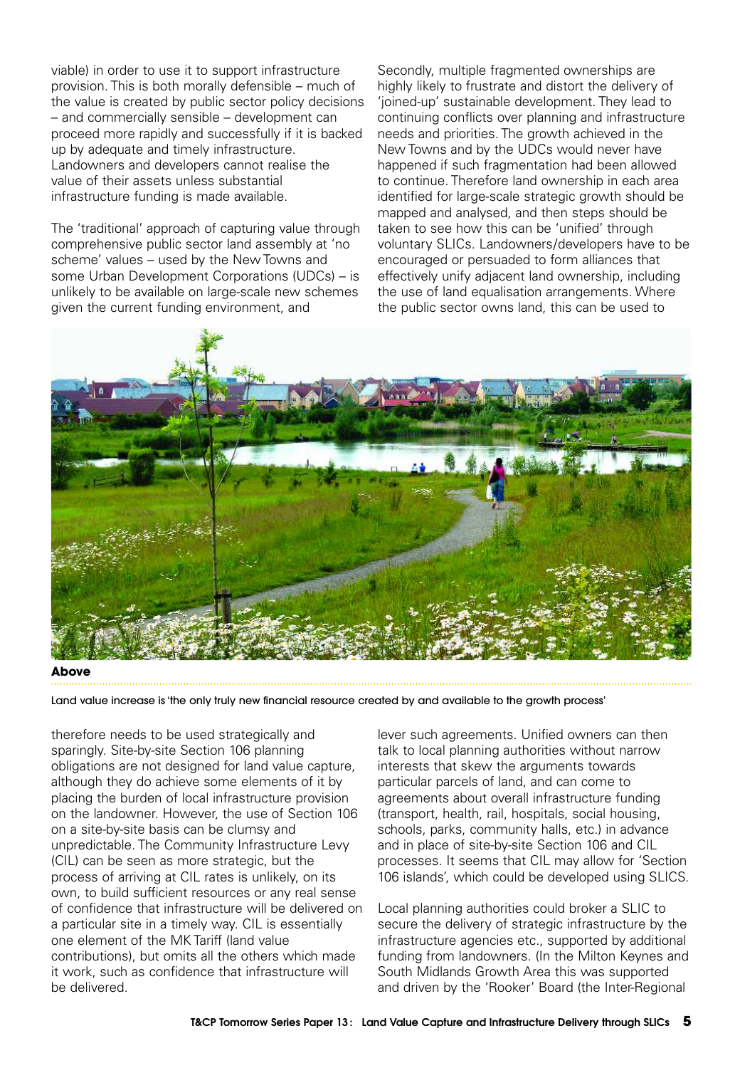viable) in order to use it to support infrastructure provision. This is both morally defensible – much of the value is created by public sector policy decisions – and commercially sensible – development can proceed more rapidly and successfully if it is backed up by adequate and timely infrastructure. Landowners and developers cannot realise the value of their assets unless substantial infrastructure funding is made available.

The 'traditional' approach of capturing value through comprehensive public sector land assembly at 'no scheme' values – used by the New Towns and some Urban Development Corporations (UDCs) – is unlikely to be available on large-scale new schemes given the current funding environment, and therefore needs to be used strategically and sparingly. Site-by-site Section 106 planning obligations are not designed for land value capture, although they do achieve some elements of it by placing the burden of local infrastructure provision on the landowner. However, the use of Section 106 on a site-by-site basis can be clumsy and unpredictable. The Community Infrastructure Levy (CIL) can be seen as more strategic, but the process of arriving at CIL rates is unlikely, on its own, to build sufficient resources or any real sense of confidence that infrastructure will be delivered on a particular site in a timely way. CIL is essentially one element of the MK Tariff (land value contributions), but omits all the others which made it work, such as confidence that infrastructure will be delivered.

Secondly, multiple fragmented ownerships are highly likely to frustrate and distort the delivery of 'joined-up' sustainable development. They lead to continuing conflicts over planning and infrastructure needs and priorities. The growth achieved in the New Towns and by the UDCs would never have happened if such fragmentation had been allowed to continue. Therefore land ownership in each area identified for large-scale strategic growth should be mapped and analysed, and then steps should be taken to see how this can be 'unified' through voluntary SLICs. Landowners/developers have to be encouraged or persuaded to form alliances that effectively unify adjacent land ownership, including the use of land equalisation arrangements. Where the public sector owns land, this can be used to lever such agreements. Unified owners can then talk to local planning authorities without narrow interests that skew the arguments towards particular parcels of land, and can come to agreements about overall infrastructure funding (transport, health, rail, hospitals, social housing, schools, parks, community halls, etc.) in advance and in place of site-by-site Section 106 and CIL processes. It seems that CIL may allow for 'Section 106 islands', which could be developed using SLICS.

**Above**

Land value increase is 'the only truly new financial resource created by and available to the growth process'

Local planning authorities could broker a SLIC to secure the delivery of strategic infrastructure by the infrastructure agencies etc., supported by additional funding from landowners. (In the Milton Keynes and South Midlands Growth Area this was supported and driven by the 'Rooker' Board (the Inter-Regional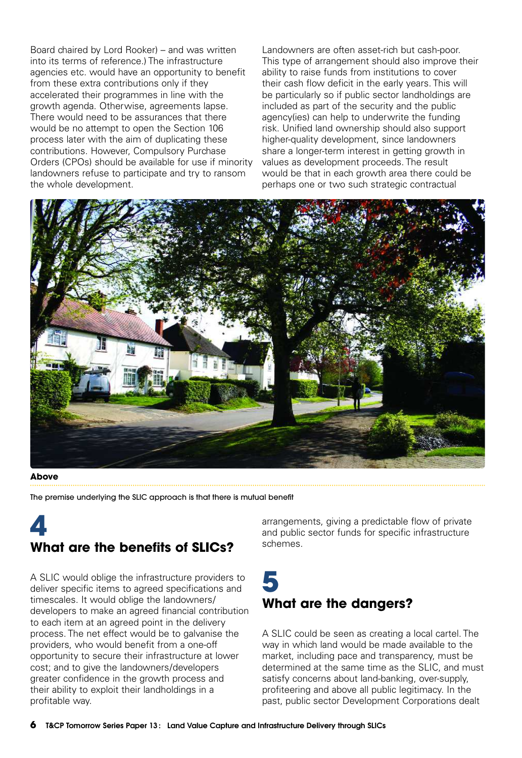Board chaired by Lord Rooker) – and was written into its terms of reference.) The infrastructure agencies etc. would have an opportunity to benefit from these extra contributions only if they accelerated their programmes in line with the growth agenda. Otherwise, agreements lapse. There would need to be assurances that there would be no attempt to open the Section 106 process later with the aim of duplicating these contributions. However, Compulsory Purchase Orders (CPOs) should be available for use if minority landowners refuse to participate and try to ransom the whole development.

Landowners are often asset-rich but cash-poor. This type of arrangement should also improve their ability to raise funds from institutions to cover their cash flow deficit in the early years. This will be particularly so if public sector landholdings are included as part of the security and the public agency(ies) can help to underwrite the funding risk. Unified land ownership should also support higher-quality development, since landowners share a longer-term interest in getting growth in values as development proceeds. The result would be that in each growth area there could be perhaps one or two such strategic contractual arrangements, giving a predictable flow of private and public sector funds for specific infrastructure schemes.

**Above**

The premise underlying the SLIC approach is that there is mutual benefit

## 4
## What are the benefits of SLICs?

A SLIC would oblige the infrastructure providers to deliver specific items to agreed specifications and timescales. It would oblige the landowners/developers to make an agreed financial contribution to each item at an agreed point in the delivery process. The net effect would be to galvanise the providers, who would benefit from a one-off opportunity to secure their infrastructure at lower cost; and to give the landowners/developers greater confidence in the growth process and their ability to exploit their landholdings in a profitable way.

## 5
## What are the dangers?

A SLIC could be seen as creating a local cartel. The way in which land would be made available to the market, including pace and transparency, must be determined at the same time as the SLIC, and must satisfy concerns about land-banking, over-supply, profiteering and above all public legitimacy. In the past, public sector Development Corporations dealt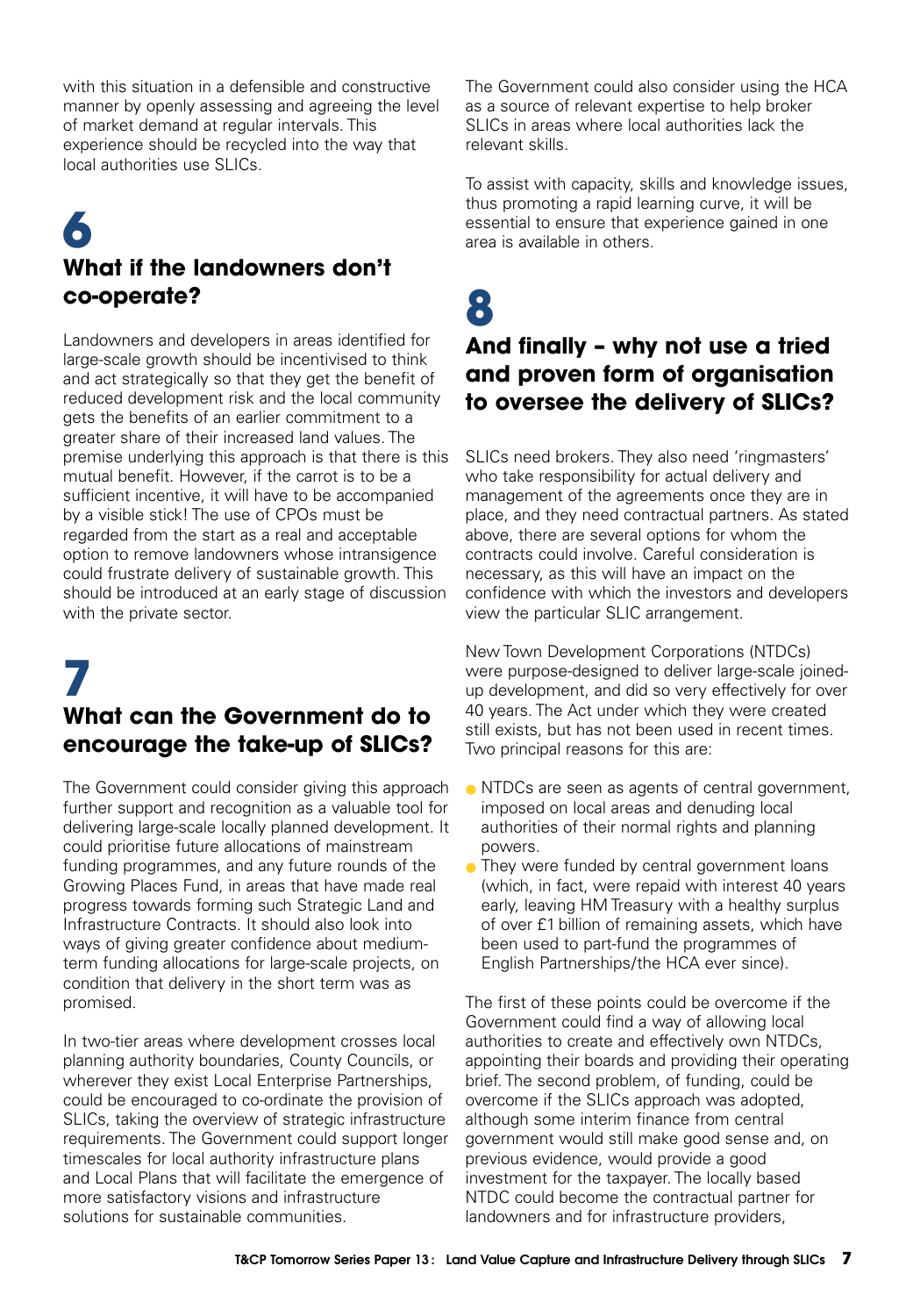with this situation in a defensible and constructive manner by openly assessing and agreeing the level of market demand at regular intervals. This experience should be recycled into the way that local authorities use SLICs.

## 6
## What if the landowners don't co-operate?

Landowners and developers in areas identified for large-scale growth should be incentivised to think and act strategically so that they get the benefit of reduced development risk and the local community gets the benefits of an earlier commitment to a greater share of their increased land values. The premise underlying this approach is that there is this mutual benefit. However, if the carrot is to be a sufficient incentive, it will have to be accompanied by a visible stick! The use of CPOs must be regarded from the start as a real and acceptable option to remove landowners whose intransigence could frustrate delivery of sustainable growth. This should be introduced at an early stage of discussion with the private sector.

## 7
## What can the Government do to encourage the take-up of SLICs?

The Government could consider giving this approach further support and recognition as a valuable tool for delivering large-scale locally planned development. It could prioritise future allocations of mainstream funding programmes, and any future rounds of the Growing Places Fund, in areas that have made real progress towards forming such Strategic Land and Infrastructure Contracts. It should also look into ways of giving greater confidence about medium-term funding allocations for large-scale projects, on condition that delivery in the short term was as promised.

In two-tier areas where development crosses local planning authority boundaries, County Councils, or wherever they exist Local Enterprise Partnerships, could be encouraged to co-ordinate the provision of SLICs, taking the overview of strategic infrastructure requirements. The Government could support longer timescales for local authority infrastructure plans and Local Plans that will facilitate the emergence of more satisfactory visions and infrastructure solutions for sustainable communities.

The Government could also consider using the HCA as a source of relevant expertise to help broker SLICs in areas where local authorities lack the relevant skills.

To assist with capacity, skills and knowledge issues, thus promoting a rapid learning curve, it will be essential to ensure that experience gained in one area is available in others.

## 8
## And finally – why not use a tried and proven form of organisation to oversee the delivery of SLICs?

SLICs need brokers. They also need 'ringmasters' who take responsibility for actual delivery and management of the agreements once they are in place, and they need contractual partners. As stated above, there are several options for whom the contracts could involve. Careful consideration is necessary, as this will have an impact on the confidence with which the investors and developers view the particular SLIC arrangement.

New Town Development Corporations (NTDCs) were purpose-designed to deliver large-scale joined-up development, and did so very effectively for over 40 years. The Act under which they were created still exists, but has not been used in recent times. Two principal reasons for this are:

- NTDCs are seen as agents of central government, imposed on local areas and denuding local authorities of their normal rights and planning powers.
- They were funded by central government loans (which, in fact, were repaid with interest 40 years early, leaving HM Treasury with a healthy surplus of over £1 billion of remaining assets, which have been used to part-fund the programmes of English Partnerships/the HCA ever since).

The first of these points could be overcome if the Government could find a way of allowing local authorities to create and effectively own NTDCs, appointing their boards and providing their operating brief. The second problem, of funding, could be overcome if the SLICs approach was adopted, although some interim finance from central government would still make good sense and, on previous evidence, would provide a good investment for the taxpayer. The locally based NTDC could become the contractual partner for landowners and for infrastructure providers,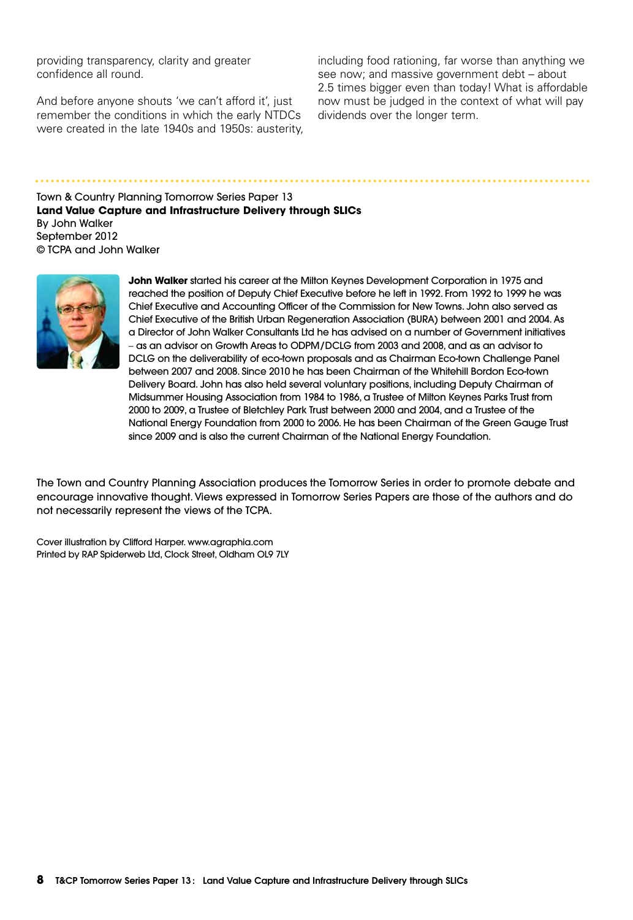providing transparency, clarity and greater confidence all round.

And before anyone shouts 'we can't afford it', just remember the conditions in which the early NTDCs were created in the late 1940s and 1950s: austerity, including food rationing, far worse than anything we see now; and massive government debt – about 2.5 times bigger even than today! What is affordable now must be judged in the context of what will pay dividends over the longer term.

---

Town & Country Planning Tomorrow Series Paper 13
**Land Value Capture and Infrastructure Delivery through SLICs**
By John Walker
September 2012
© TCPA and John Walker

**John Walker** started his career at the Milton Keynes Development Corporation in 1975 and reached the position of Deputy Chief Executive before he left in 1992. From 1992 to 1999 he was Chief Executive and Accounting Officer of the Commission for New Towns. John also served as Chief Executive of the British Urban Regeneration Association (BURA) between 2001 and 2004. As a Director of John Walker Consultants Ltd he has advised on a number of Government initiatives – as an advisor on Growth Areas to ODPM/DCLG from 2003 and 2008, and as an advisor to DCLG on the deliverability of eco-town proposals and as Chairman Eco-town Challenge Panel between 2007 and 2008. Since 2010 he has been Chairman of the Whitehill Bordon Eco-town Delivery Board. John has also held several voluntary positions, including Deputy Chairman of Midsummer Housing Association from 1984 to 1986, a Trustee of Milton Keynes Parks Trust from 2000 to 2009, a Trustee of Bletchley Park Trust between 2000 and 2004, and a Trustee of the National Energy Foundation from 2000 to 2006. He has been Chairman of the Green Gauge Trust since 2009 and is also the current Chairman of the National Energy Foundation.

The Town and Country Planning Association produces the Tomorrow Series in order to promote debate and encourage innovative thought. Views expressed in Tomorrow Series Papers are those of the authors and do not necessarily represent the views of the TCPA.

Cover illustration by Clifford Harper. www.agraphia.com
Printed by RAP Spiderweb Ltd, Clock Street, Oldham OL9 7LY